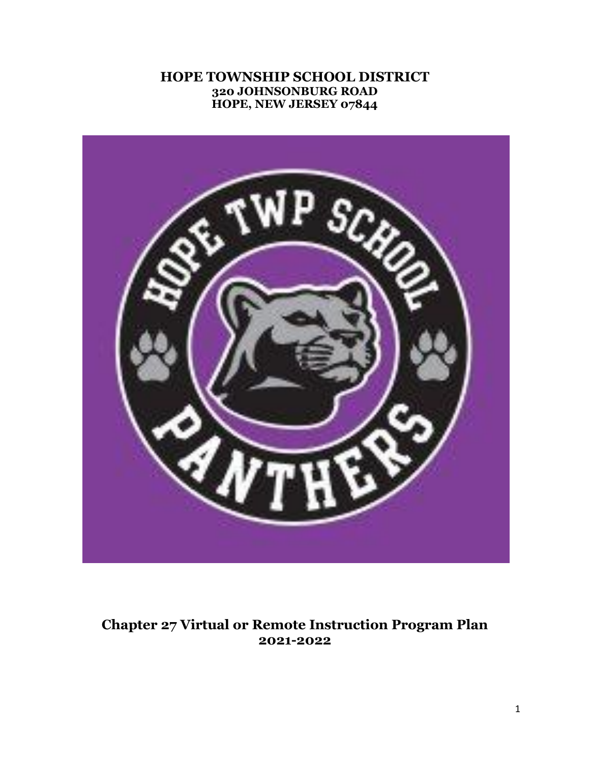# HOPE TOWNSHIP SCHOOL DISTRICT
**320 JOHNSONBURG ROAD**
**HOPE, NEW JERSEY 07844**

## Chapter 27 Virtual or Remote Instruction Program Plan 2021-2022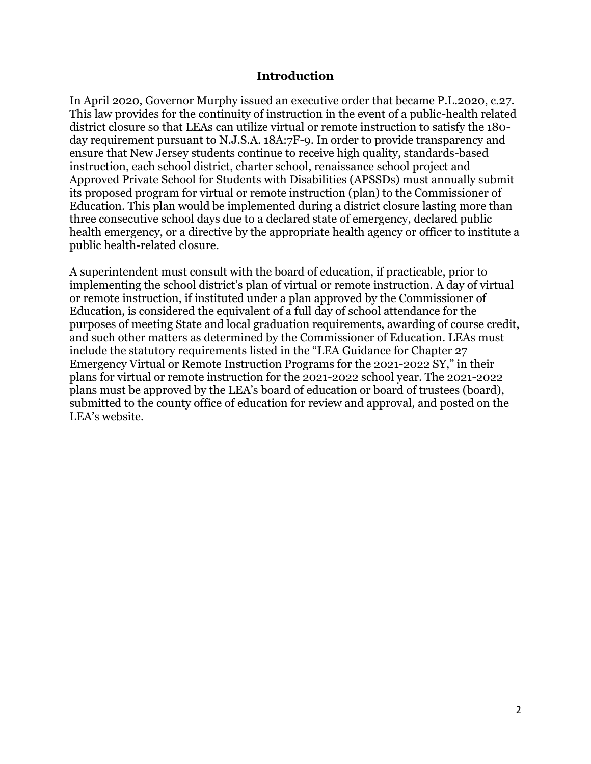## Introduction

In April 2020, Governor Murphy issued an executive order that became P.L.2020, c.27. This law provides for the continuity of instruction in the event of a public-health related district closure so that LEAs can utilize virtual or remote instruction to satisfy the 180-day requirement pursuant to N.J.S.A. 18A:7F-9. In order to provide transparency and ensure that New Jersey students continue to receive high quality, standards-based instruction, each school district, charter school, renaissance school project and Approved Private School for Students with Disabilities (APSSDs) must annually submit its proposed program for virtual or remote instruction (plan) to the Commissioner of Education. This plan would be implemented during a district closure lasting more than three consecutive school days due to a declared state of emergency, declared public health emergency, or a directive by the appropriate health agency or officer to institute a public health-related closure.

A superintendent must consult with the board of education, if practicable, prior to implementing the school district's plan of virtual or remote instruction. A day of virtual or remote instruction, if instituted under a plan approved by the Commissioner of Education, is considered the equivalent of a full day of school attendance for the purposes of meeting State and local graduation requirements, awarding of course credit, and such other matters as determined by the Commissioner of Education. LEAs must include the statutory requirements listed in the "LEA Guidance for Chapter 27 Emergency Virtual or Remote Instruction Programs for the 2021-2022 SY," in their plans for virtual or remote instruction for the 2021-2022 school year. The 2021-2022 plans must be approved by the LEA's board of education or board of trustees (board), submitted to the county office of education for review and approval, and posted on the LEA's website.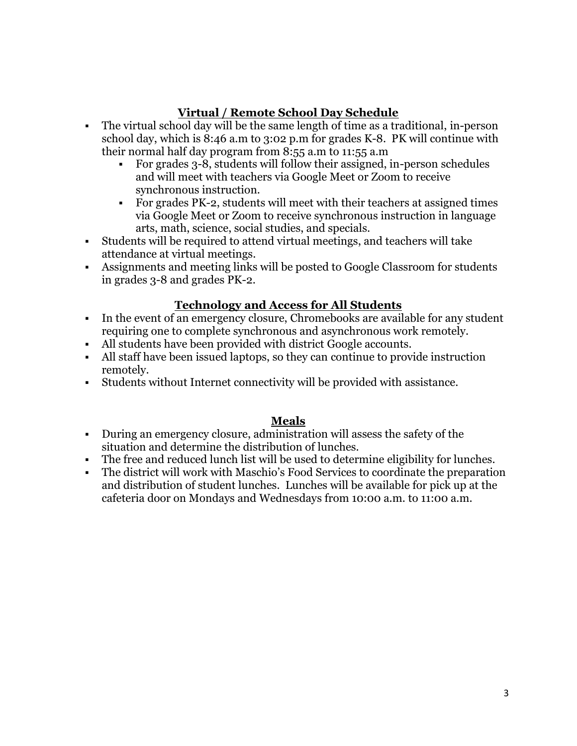## Virtual / Remote School Day Schedule

- The virtual school day will be the same length of time as a traditional, in-person school day, which is 8:46 a.m to 3:02 p.m for grades K-8. PK will continue with their normal half day program from 8:55 a.m to 11:55 a.m
  - For grades 3-8, students will follow their assigned, in-person schedules and will meet with teachers via Google Meet or Zoom to receive synchronous instruction.
  - For grades PK-2, students will meet with their teachers at assigned times via Google Meet or Zoom to receive synchronous instruction in language arts, math, science, social studies, and specials.
- Students will be required to attend virtual meetings, and teachers will take attendance at virtual meetings.
- Assignments and meeting links will be posted to Google Classroom for students in grades 3-8 and grades PK-2.

## Technology and Access for All Students

- In the event of an emergency closure, Chromebooks are available for any student requiring one to complete synchronous and asynchronous work remotely.
- All students have been provided with district Google accounts.
- All staff have been issued laptops, so they can continue to provide instruction remotely.
- Students without Internet connectivity will be provided with assistance.

## Meals

- During an emergency closure, administration will assess the safety of the situation and determine the distribution of lunches.
- The free and reduced lunch list will be used to determine eligibility for lunches.
- The district will work with Maschio's Food Services to coordinate the preparation and distribution of student lunches. Lunches will be available for pick up at the cafeteria door on Mondays and Wednesdays from 10:00 a.m. to 11:00 a.m.